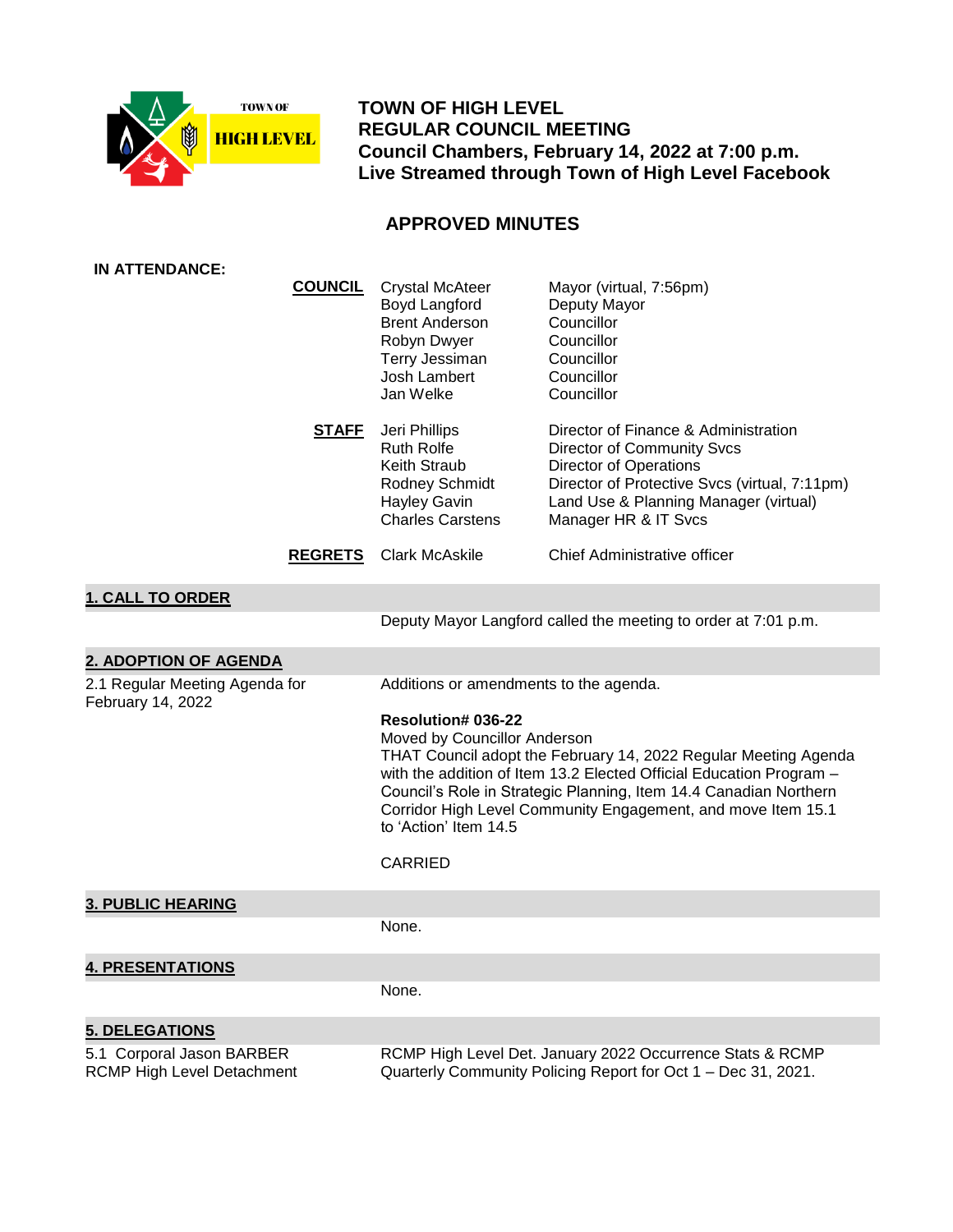# TOWN OF HIGH LEVEL
## REGULAR COUNCIL MEETING
**Council Chambers, February 14, 2022 at 7:00 p.m.**
**Live Streamed through Town of High Level Facebook**

## APPROVED MINUTES

**IN ATTENDANCE:**

| | | |
|---|---|---|
| **COUNCIL** | Crystal McAteer | Mayor (virtual, 7:56pm) |
| | Boyd Langford | Deputy Mayor |
| | Brent Anderson | Councillor |
| | Robyn Dwyer | Councillor |
| | Terry Jessiman | Councillor |
| | Josh Lambert | Councillor |
| | Jan Welke | Councillor |
| **STAFF** | Jeri Phillips | Director of Finance & Administration |
| | Ruth Rolfe | Director of Community Svcs |
| | Keith Straub | Director of Operations |
| | Rodney Schmidt | Director of Protective Svcs (virtual, 7:11pm) |
| | Hayley Gavin | Land Use & Planning Manager (virtual) |
| | Charles Carstens | Manager HR & IT Svcs |
| **REGRETS** | Clark McAskile | Chief Administrative officer |

## 1. CALL TO ORDER

Deputy Mayor Langford called the meeting to order at 7:01 p.m.

## 2. ADOPTION OF AGENDA

**2.1 Regular Meeting Agenda for February 14, 2022**

Additions or amendments to the agenda.

**Resolution# 036-22**
Moved by Councillor Anderson
THAT Council adopt the February 14, 2022 Regular Meeting Agenda with the addition of Item 13.2 Elected Official Education Program – Council's Role in Strategic Planning, Item 14.4 Canadian Northern Corridor High Level Community Engagement, and move Item 15.1 to 'Action' Item 14.5

CARRIED

## 3. PUBLIC HEARING

None.

## 4. PRESENTATIONS

None.

## 5. DELEGATIONS

**5.1 Corporal Jason BARBER RCMP High Level Detachment**

RCMP High Level Det. January 2022 Occurrence Stats & RCMP Quarterly Community Policing Report for Oct 1 – Dec 31, 2021.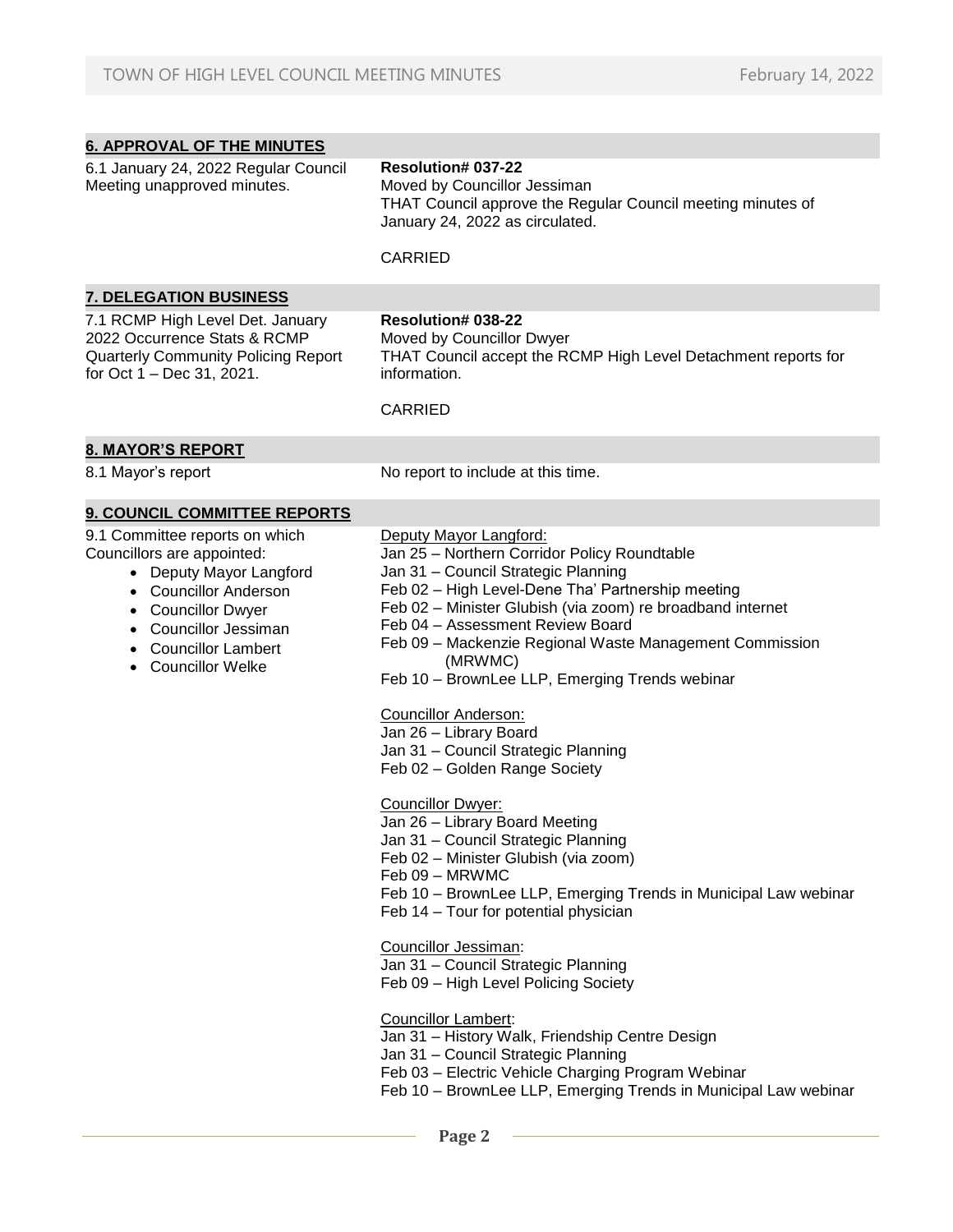## 6. APPROVAL OF THE MINUTES

6.1 January 24, 2022 Regular Council Meeting unapproved minutes.

**Resolution# 037-22**
Moved by Councillor Jessiman
THAT Council approve the Regular Council meeting minutes of January 24, 2022 as circulated.

CARRIED

## 7. DELEGATION BUSINESS

7.1 RCMP High Level Det. January 2022 Occurrence Stats & RCMP Quarterly Community Policing Report for Oct 1 – Dec 31, 2021.

**Resolution# 038-22**
Moved by Councillor Dwyer
THAT Council accept the RCMP High Level Detachment reports for information.

CARRIED

## 8. MAYOR'S REPORT

8.1 Mayor's report

No report to include at this time.

## 9. COUNCIL COMMITTEE REPORTS

9.1 Committee reports on which Councillors are appointed:

- Deputy Mayor Langford
- Councillor Anderson
- Councillor Dwyer
- Councillor Jessiman
- Councillor Lambert
- Councillor Welke

Deputy Mayor Langford:
Jan 25 – Northern Corridor Policy Roundtable
Jan 31 – Council Strategic Planning
Feb 02 – High Level-Dene Tha' Partnership meeting
Feb 02 – Minister Glubish (via zoom) re broadband internet
Feb 04 – Assessment Review Board
Feb 09 – Mackenzie Regional Waste Management Commission (MRWMC)
Feb 10 – BrownLee LLP, Emerging Trends webinar

Councillor Anderson:
Jan 26 – Library Board
Jan 31 – Council Strategic Planning
Feb 02 – Golden Range Society

Councillor Dwyer:
Jan 26 – Library Board Meeting
Jan 31 – Council Strategic Planning
Feb 02 – Minister Glubish (via zoom)
Feb 09 – MRWMC
Feb 10 – BrownLee LLP, Emerging Trends in Municipal Law webinar
Feb 14 – Tour for potential physician

Councillor Jessiman:
Jan 31 – Council Strategic Planning
Feb 09 – High Level Policing Society

Councillor Lambert:
Jan 31 – History Walk, Friendship Centre Design
Jan 31 – Council Strategic Planning
Feb 03 – Electric Vehicle Charging Program Webinar
Feb 10 – BrownLee LLP, Emerging Trends in Municipal Law webinar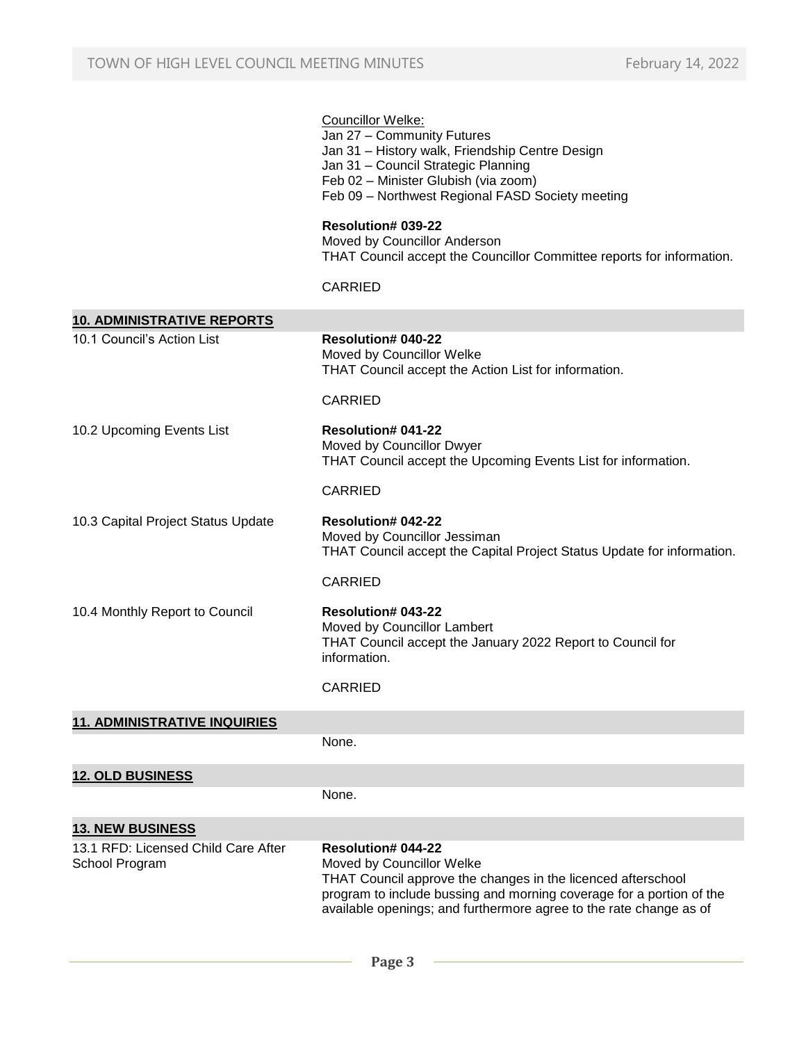Councillor Welke:
Jan 27 – Community Futures
Jan 31 – History walk, Friendship Centre Design
Jan 31 – Council Strategic Planning
Feb 02 – Minister Glubish (via zoom)
Feb 09 – Northwest Regional FASD Society meeting

**Resolution# 039-22**
Moved by Councillor Anderson
THAT Council accept the Councillor Committee reports for information.

CARRIED

## 10. ADMINISTRATIVE REPORTS

10.1 Council's Action List

**Resolution# 040-22**
Moved by Councillor Welke
THAT Council accept the Action List for information.

CARRIED

10.2 Upcoming Events List

**Resolution# 041-22**
Moved by Councillor Dwyer
THAT Council accept the Upcoming Events List for information.

CARRIED

10.3 Capital Project Status Update

**Resolution# 042-22**
Moved by Councillor Jessiman
THAT Council accept the Capital Project Status Update for information.

CARRIED

10.4 Monthly Report to Council

**Resolution# 043-22**
Moved by Councillor Lambert
THAT Council accept the January 2022 Report to Council for information.

CARRIED

## 11. ADMINISTRATIVE INQUIRIES

None.

## 12. OLD BUSINESS

None.

## 13. NEW BUSINESS

13.1 RFD: Licensed Child Care After School Program

**Resolution# 044-22**
Moved by Councillor Welke
THAT Council approve the changes in the licenced afterschool program to include bussing and morning coverage for a portion of the available openings; and furthermore agree to the rate change as of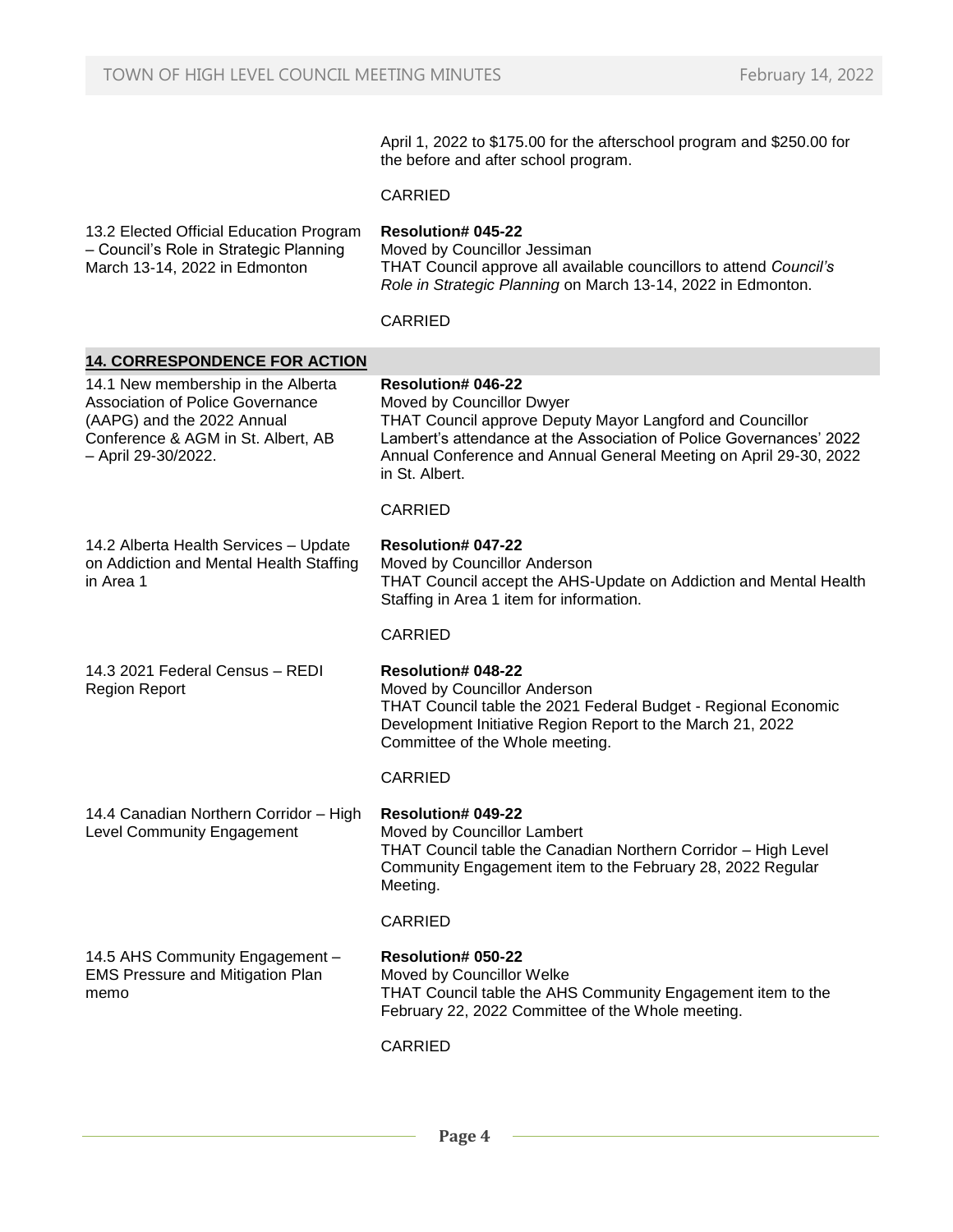April 1, 2022 to $175.00 for the afterschool program and $250.00 for the before and after school program.

CARRIED

13.2 Elected Official Education Program – Council's Role in Strategic Planning March 13-14, 2022 in Edmonton

**Resolution# 045-22**
Moved by Councillor Jessiman
THAT Council approve all available councillors to attend *Council's Role in Strategic Planning* on March 13-14, 2022 in Edmonton.

CARRIED

## 14. CORRESPONDENCE FOR ACTION

14.1 New membership in the Alberta Association of Police Governance (AAPG) and the 2022 Annual Conference & AGM in St. Albert, AB – April 29-30/2022.

**Resolution# 046-22**
Moved by Councillor Dwyer
THAT Council approve Deputy Mayor Langford and Councillor Lambert's attendance at the Association of Police Governances' 2022 Annual Conference and Annual General Meeting on April 29-30, 2022 in St. Albert.

CARRIED

14.2 Alberta Health Services – Update on Addiction and Mental Health Staffing in Area 1

**Resolution# 047-22**
Moved by Councillor Anderson
THAT Council accept the AHS-Update on Addiction and Mental Health Staffing in Area 1 item for information.

CARRIED

14.3 2021 Federal Census – REDI Region Report

**Resolution# 048-22**
Moved by Councillor Anderson
THAT Council table the 2021 Federal Budget - Regional Economic Development Initiative Region Report to the March 21, 2022 Committee of the Whole meeting.

CARRIED

14.4 Canadian Northern Corridor – High Level Community Engagement

**Resolution# 049-22**
Moved by Councillor Lambert
THAT Council table the Canadian Northern Corridor – High Level Community Engagement item to the February 28, 2022 Regular Meeting.

CARRIED

14.5 AHS Community Engagement – EMS Pressure and Mitigation Plan memo

**Resolution# 050-22**
Moved by Councillor Welke
THAT Council table the AHS Community Engagement item to the February 22, 2022 Committee of the Whole meeting.

CARRIED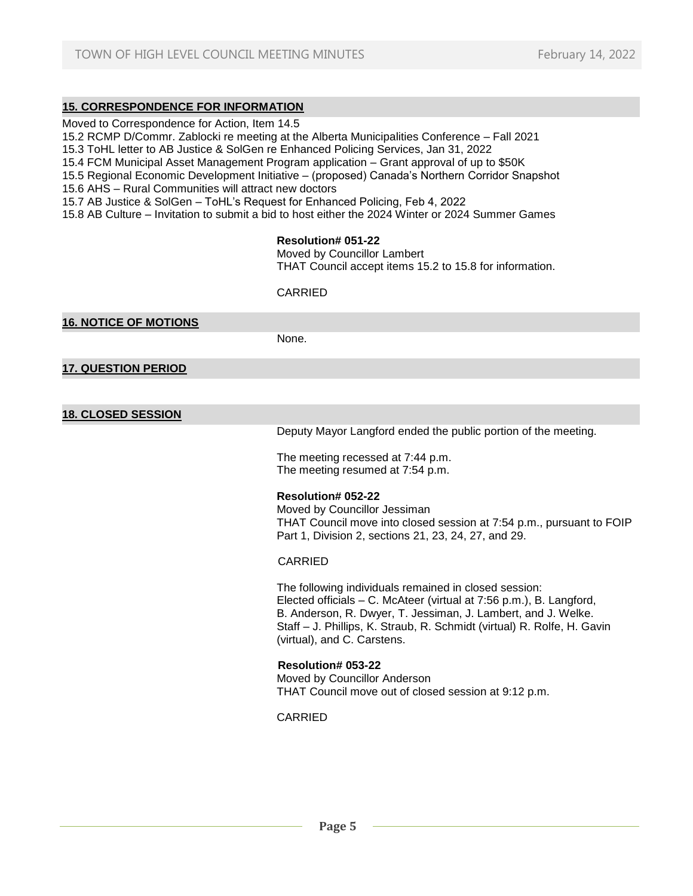## 15. CORRESPONDENCE FOR INFORMATION

Moved to Correspondence for Action, Item 14.5
15.2 RCMP D/Commr. Zablocki re meeting at the Alberta Municipalities Conference – Fall 2021
15.3 ToHL letter to AB Justice & SolGen re Enhanced Policing Services, Jan 31, 2022
15.4 FCM Municipal Asset Management Program application – Grant approval of up to $50K
15.5 Regional Economic Development Initiative – (proposed) Canada's Northern Corridor Snapshot
15.6 AHS – Rural Communities will attract new doctors
15.7 AB Justice & SolGen – ToHL's Request for Enhanced Policing, Feb 4, 2022
15.8 AB Culture – Invitation to submit a bid to host either the 2024 Winter or 2024 Summer Games

**Resolution# 051-22**
Moved by Councillor Lambert
THAT Council accept items 15.2 to 15.8 for information.

CARRIED

## 16. NOTICE OF MOTIONS

None.

## 17. QUESTION PERIOD

## 18. CLOSED SESSION

Deputy Mayor Langford ended the public portion of the meeting.

The meeting recessed at 7:44 p.m.
The meeting resumed at 7:54 p.m.

**Resolution# 052-22**
Moved by Councillor Jessiman
THAT Council move into closed session at 7:54 p.m., pursuant to FOIP Part 1, Division 2, sections 21, 23, 24, 27, and 29.

CARRIED

The following individuals remained in closed session:
Elected officials – C. McAteer (virtual at 7:56 p.m.), B. Langford, B. Anderson, R. Dwyer, T. Jessiman, J. Lambert, and J. Welke.
Staff – J. Phillips, K. Straub, R. Schmidt (virtual) R. Rolfe, H. Gavin (virtual), and C. Carstens.

**Resolution# 053-22**
Moved by Councillor Anderson
THAT Council move out of closed session at 9:12 p.m.

CARRIED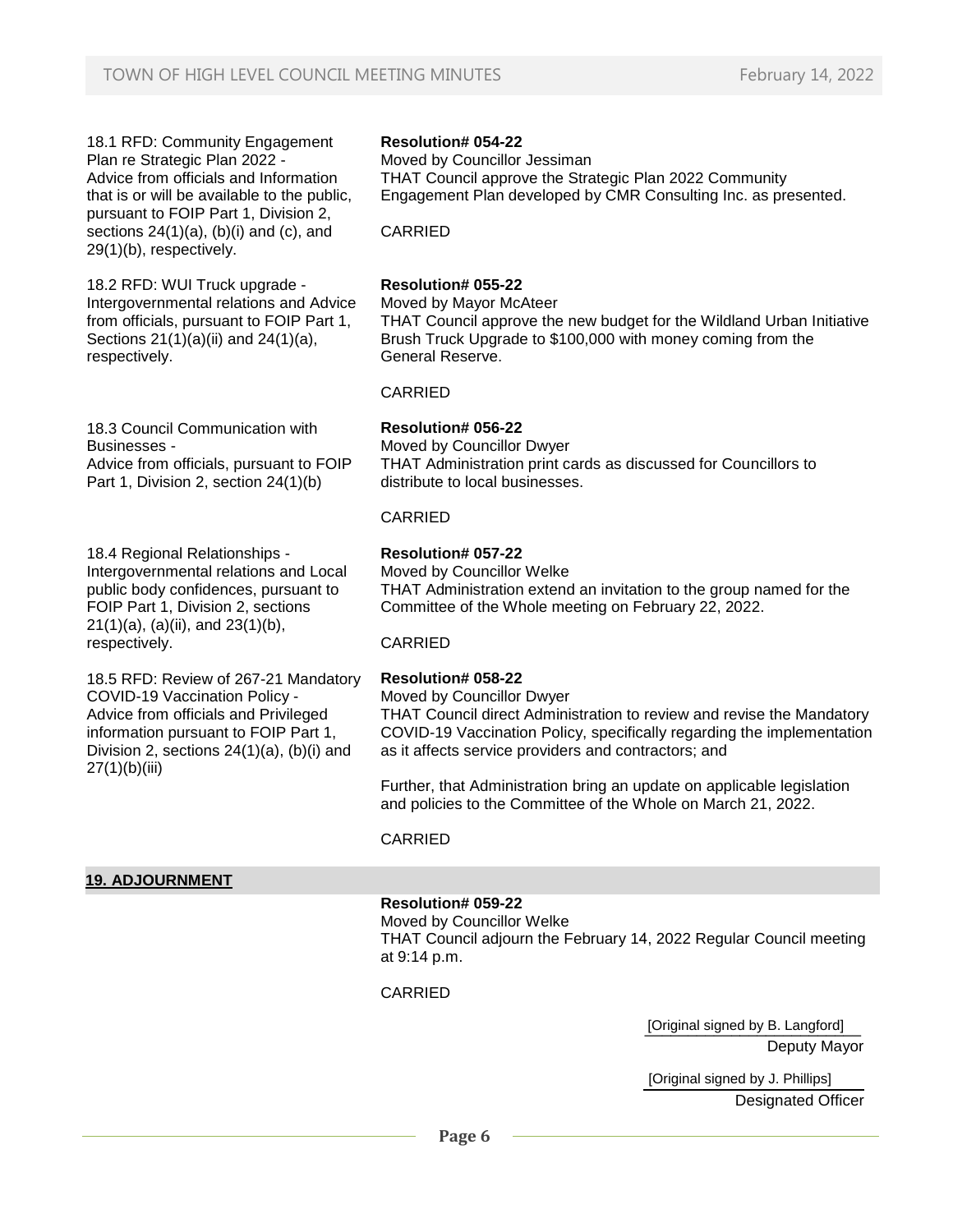18.1 RFD: Community Engagement Plan re Strategic Plan 2022 - Advice from officials and Information that is or will be available to the public, pursuant to FOIP Part 1, Division 2, sections 24(1)(a), (b)(i) and (c), and 29(1)(b), respectively.

**Resolution# 054-22**
Moved by Councillor Jessiman
THAT Council approve the Strategic Plan 2022 Community Engagement Plan developed by CMR Consulting Inc. as presented.

CARRIED

18.2 RFD: WUI Truck upgrade - Intergovernmental relations and Advice from officials, pursuant to FOIP Part 1, Sections 21(1)(a)(ii) and 24(1)(a), respectively.

**Resolution# 055-22**
Moved by Mayor McAteer
THAT Council approve the new budget for the Wildland Urban Initiative Brush Truck Upgrade to $100,000 with money coming from the General Reserve.

CARRIED

18.3 Council Communication with Businesses - Advice from officials, pursuant to FOIP Part 1, Division 2, section 24(1)(b)

**Resolution# 056-22**
Moved by Councillor Dwyer
THAT Administration print cards as discussed for Councillors to distribute to local businesses.

CARRIED

18.4 Regional Relationships - Intergovernmental relations and Local public body confidences, pursuant to FOIP Part 1, Division 2, sections 21(1)(a), (a)(ii), and 23(1)(b), respectively.

**Resolution# 057-22**
Moved by Councillor Welke
THAT Administration extend an invitation to the group named for the Committee of the Whole meeting on February 22, 2022.

CARRIED

18.5 RFD: Review of 267-21 Mandatory COVID-19 Vaccination Policy - Advice from officials and Privileged information pursuant to FOIP Part 1, Division 2, sections 24(1)(a), (b)(i) and 27(1)(b)(iii)

**Resolution# 058-22**
Moved by Councillor Dwyer
THAT Council direct Administration to review and revise the Mandatory COVID-19 Vaccination Policy, specifically regarding the implementation as it affects service providers and contractors; and

Further, that Administration bring an update on applicable legislation and policies to the Committee of the Whole on March 21, 2022.

CARRIED

## 19. ADJOURNMENT

**Resolution# 059-22**
Moved by Councillor Welke
THAT Council adjourn the February 14, 2022 Regular Council meeting at 9:14 p.m.

CARRIED

[Original signed by B. Langford]
Deputy Mayor

[Original signed by J. Phillips]
Designated Officer